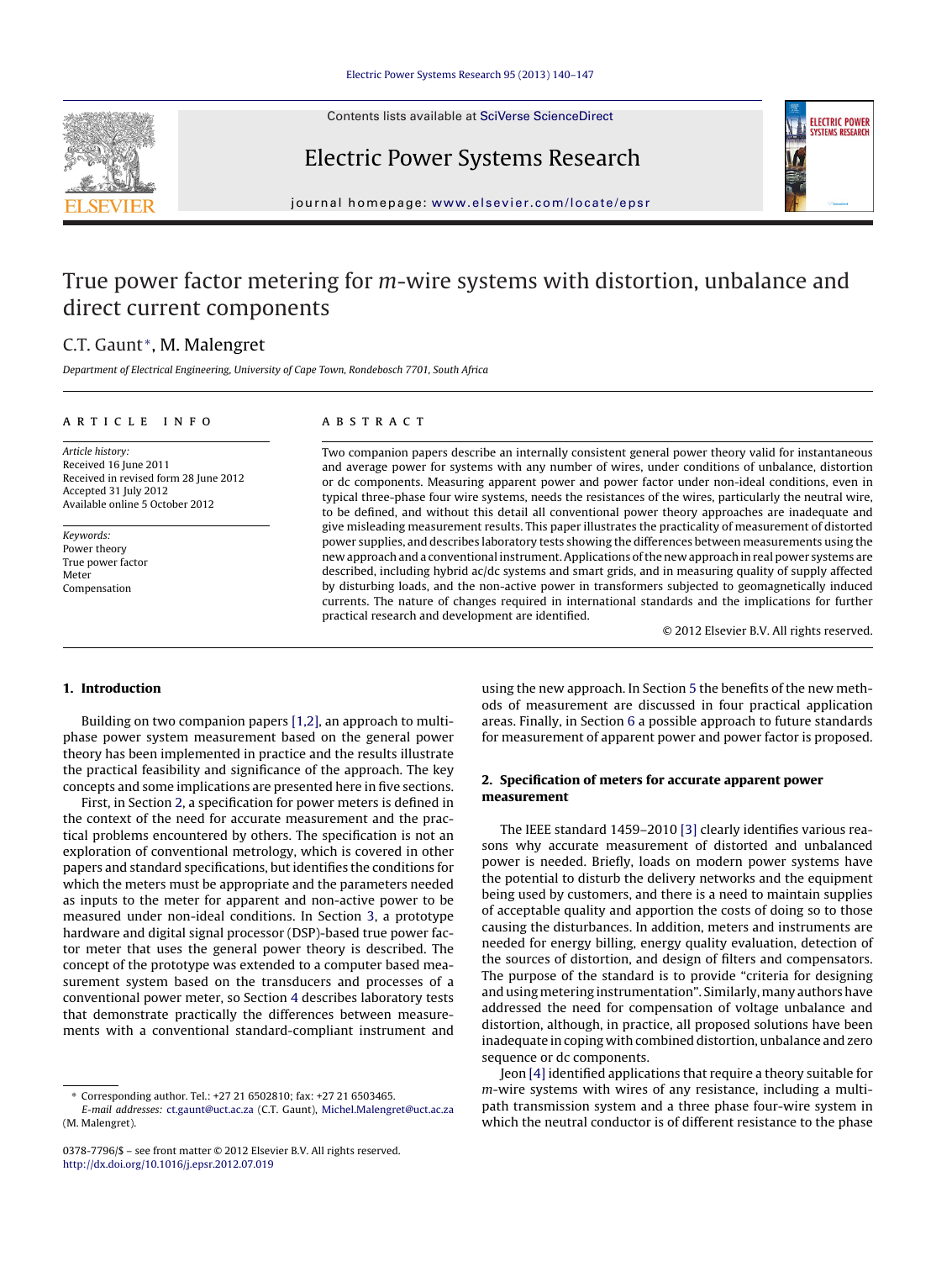# True power factor metering for *m*-wire systems with distortion, unbalance and direct current components

C.T. Gaunt*, M. Malengret

*Department of Electrical Engineering, University of Cape Town, Rondebosch 7701, South Africa*

## ARTICLE INFO

*Article history:*
Received 16 June 2011
Received in revised form 28 June 2012
Accepted 31 July 2012
Available online 5 October 2012

*Keywords:*
Power theory
True power factor
Meter
Compensation

## ABSTRACT

Two companion papers describe an internally consistent general power theory valid for instantaneous and average power for systems with any number of wires, under conditions of unbalance, distortion or dc components. Measuring apparent power and power factor under non-ideal conditions, even in typical three-phase four wire systems, needs the resistances of the wires, particularly the neutral wire, to be defined, and without this detail all conventional power theory approaches are inadequate and give misleading measurement results. This paper illustrates the practicality of measurement of distorted power supplies, and describes laboratory tests showing the differences between measurements using the new approach and a conventional instrument. Applications of the new approach in real power systems are described, including hybrid ac/dc systems and smart grids, and in measuring quality of supply affected by disturbing loads, and the non-active power in transformers subjected to geomagnetically induced currents. The nature of changes required in international standards and the implications for further practical research and development are identified.

© 2012 Elsevier B.V. All rights reserved.

## 1. Introduction

Building on two companion papers [1,2], an approach to multi-phase power system measurement based on the general power theory has been implemented in practice and the results illustrate the practical feasibility and significance of the approach. The key concepts and some implications are presented here in five sections.

First, in Section 2, a specification for power meters is defined in the context of the need for accurate measurement and the practical problems encountered by others. The specification is not an exploration of conventional metrology, which is covered in other papers and standard specifications, but identifies the conditions for which the meters must be appropriate and the parameters needed as inputs to the meter for apparent and non-active power to be measured under non-ideal conditions. In Section 3, a prototype hardware and digital signal processor (DSP)-based true power factor meter that uses the general power theory is described. The concept of the prototype was extended to a computer based measurement system based on the transducers and processes of a conventional power meter, so Section 4 describes laboratory tests that demonstrate practically the differences between measurements with a conventional standard-compliant instrument and using the new approach. In Section 5 the benefits of the new methods of measurement are discussed in four practical application areas. Finally, in Section 6 a possible approach to future standards for measurement of apparent power and power factor is proposed.

## 2. Specification of meters for accurate apparent power measurement

The IEEE standard 1459–2010 [3] clearly identifies various reasons why accurate measurement of distorted and unbalanced power is needed. Briefly, loads on modern power systems have the potential to disturb the delivery networks and the equipment being used by customers, and there is a need to maintain supplies of acceptable quality and apportion the costs of doing so to those causing the disturbances. In addition, meters and instruments are needed for energy billing, energy quality evaluation, detection of the sources of distortion, and design of filters and compensators. The purpose of the standard is to provide "criteria for designing and using metering instrumentation". Similarly, many authors have addressed the need for compensation of voltage unbalance and distortion, although, in practice, all proposed solutions have been inadequate in coping with combined distortion, unbalance and zero sequence or dc components.

Jeon [4] identified applications that require a theory suitable for *m*-wire systems with wires of any resistance, including a multi-path transmission system and a three phase four-wire system in which the neutral conductor is of different resistance to the phase

---

* Corresponding author. Tel.: +27 21 6502810; fax: +27 21 6503465.
*E-mail addresses:* ct.gaunt@uct.ac.za (C.T. Gaunt), Michel.Malengret@uct.ac.za (M. Malengret).

0378-7796/$ – see front matter © 2012 Elsevier B.V. All rights reserved.
http://dx.doi.org/10.1016/j.epsr.2012.07.019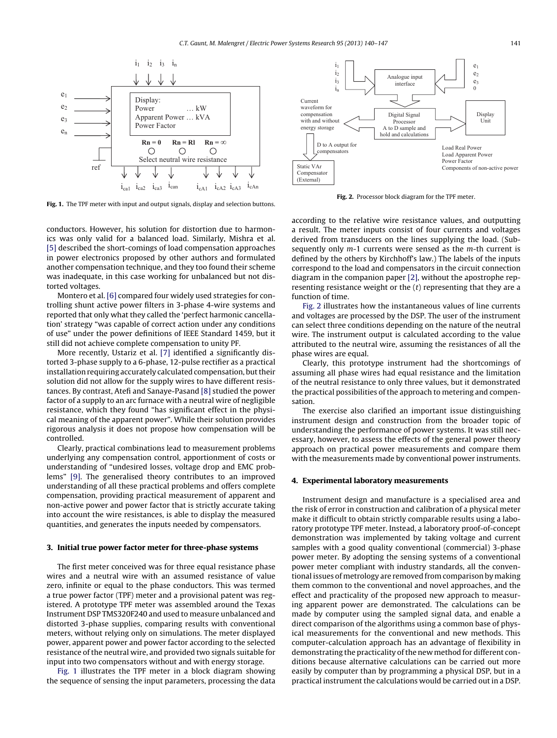Fig. 1. The TPF meter with input and output signals, display and selection buttons.

Fig. 2. Processor block diagram for the TPF meter.

conductors. However, his solution for distortion due to harmonics was only valid for a balanced load. Similarly, Mishra et al. [5] described the short-comings of load compensation approaches in power electronics proposed by other authors and formulated another compensation technique, and they too found their scheme was inadequate, in this case working for unbalanced but not distorted voltages.

Montero et al. [6] compared four widely used strategies for controlling shunt active power filters in 3-phase 4-wire systems and reported that only what they called the 'perfect harmonic cancellation' strategy "was capable of correct action under any conditions of use" under the power definitions of IEEE Standard 1459, but it still did not achieve complete compensation to unity PF.

More recently, Ustariz et al. [7] identified a significantly distorted 3-phase supply to a 6-phase, 12-pulse rectifier as a practical installation requiring accurately calculated compensation, but their solution did not allow for the supply wires to have different resistances. By contrast, Atefi and Sanaye-Pasand [8] studied the power factor of a supply to an arc furnace with a neutral wire of negligible resistance, which they found "has significant effect in the physical meaning of the apparent power". While their solution provides rigorous analysis it does not propose how compensation will be controlled.

Clearly, practical combinations lead to measurement problems underlying any compensation control, apportionment of costs or understanding of "undesired losses, voltage drop and EMC problems" [9]. The generalised theory contributes to an improved understanding of all these practical problems and offers complete compensation, providing practical measurement of apparent and non-active power and power factor that is strictly accurate taking into account the wire resistances, is able to display the measured quantities, and generates the inputs needed by compensators.

## 3. Initial true power factor meter for three-phase systems

The first meter conceived was for three equal resistance phase wires and a neutral wire with an assumed resistance of value zero, infinite or equal to the phase conductors. This was termed a true power factor (TPF) meter and a provisional patent was registered. A prototype TPF meter was assembled around the Texas Instrument DSP TMS320F240 and used to measure unbalanced and distorted 3-phase supplies, comparing results with conventional meters, without relying only on simulations. The meter displayed power, apparent power and power factor according to the selected resistance of the neutral wire, and provided two signals suitable for input into two compensators without and with energy storage.

Fig. 1 illustrates the TPF meter in a block diagram showing the sequence of sensing the input parameters, processing the data according to the relative wire resistance values, and outputting a result. The meter inputs consist of four currents and voltages derived from transducers on the lines supplying the load. (Subsequently only $m$-1 currents were sensed as the $m$-th current is defined by the others by Kirchhoff's law.) The labels of the inputs correspond to the load and compensators in the circuit connection diagram in the companion paper [2], without the apostrophe representing resistance weight or the ($t$) representing that they are a function of time.

Fig. 2 illustrates how the instantaneous values of line currents and voltages are processed by the DSP. The user of the instrument can select three conditions depending on the nature of the neutral wire. The instrument output is calculated according to the value attributed to the neutral wire, assuming the resistances of all the phase wires are equal.

Clearly, this prototype instrument had the shortcomings of assuming all phase wires had equal resistance and the limitation of the neutral resistance to only three values, but it demonstrated the practical possibilities of the approach to metering and compensation.

The exercise also clarified an important issue distinguishing instrument design and construction from the broader topic of understanding the performance of power systems. It was still necessary, however, to assess the effects of the general power theory approach on practical power measurements and compare them with the measurements made by conventional power instruments.

## 4. Experimental laboratory measurements

Instrument design and manufacture is a specialised area and the risk of error in construction and calibration of a physical meter make it difficult to obtain strictly comparable results using a laboratory prototype TPF meter. Instead, a laboratory proof-of-concept demonstration was implemented by taking voltage and current samples with a good quality conventional (commercial) 3-phase power meter. By adopting the sensing systems of a conventional power meter compliant with industry standards, all the conventional issues of metrology are removed from comparison by making them common to the conventional and novel approaches, and the effect and practicality of the proposed new approach to measuring apparent power are demonstrated. The calculations can be made by computer using the sampled signal data, and enable a direct comparison of the algorithms using a common base of physical measurements for the conventional and new methods. This computer-calculation approach has an advantage of flexibility in demonstrating the practicality of the new method for different conditions because alternative calculations can be carried out more easily by computer than by programming a physical DSP, but in a practical instrument the calculations would be carried out in a DSP.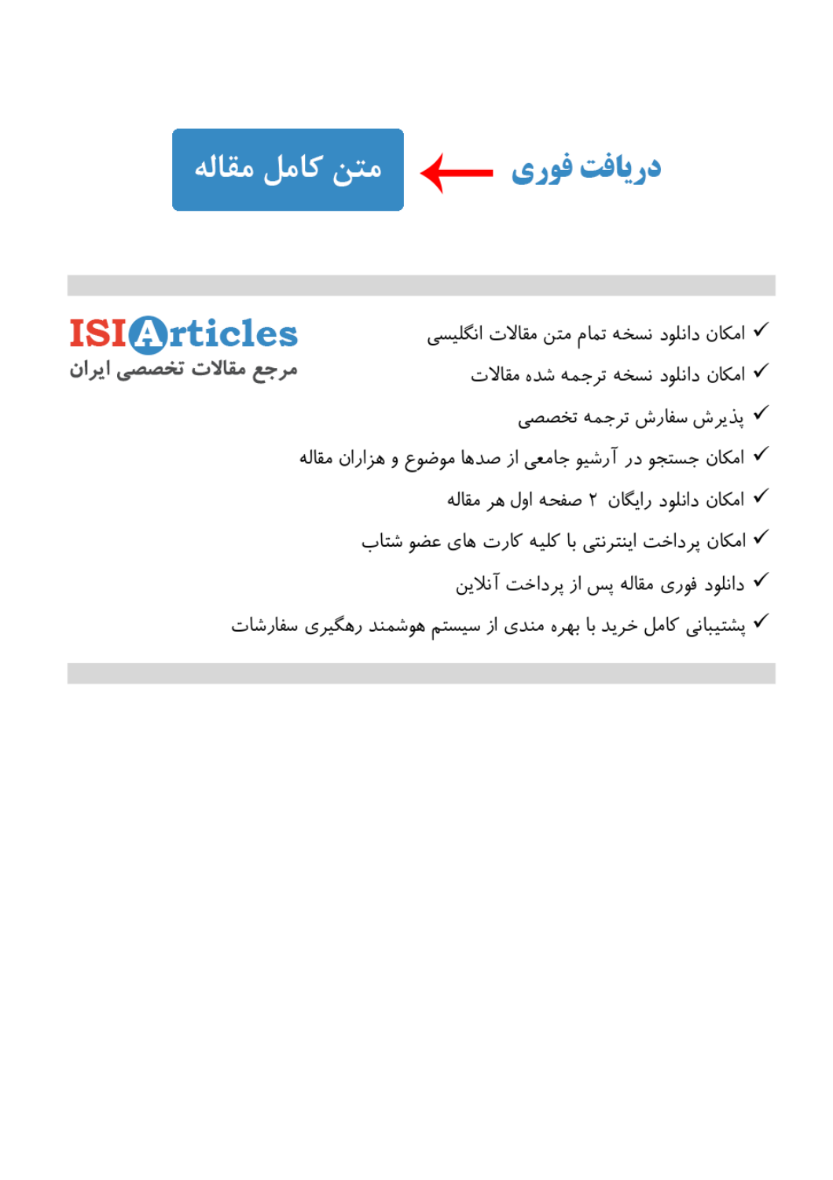دریافت فوری ← **متن کامل مقاله**

**ISIArticles**
مرجع مقالات تخصصی ایران

- ✓ امکان دانلود نسخه تمام متن مقالات انگلیسی
- ✓ امکان دانلود نسخه ترجمه شده مقالات
- ✓ پذیرش سفارش ترجمه تخصصی
- ✓ امکان جستجو در آرشیو جامعی از صدها موضوع و هزاران مقاله
- ✓ امکان دانلود رایگان ۲ صفحه اول هر مقاله
- ✓ امکان پرداخت اینترنتی با کلیه کارت های عضو شتاب
- ✓ دانلود فوری مقاله پس از پرداخت آنلاین
- ✓ پشتیبانی کامل خرید با بهره مندی از سیستم هوشمند رهگیری سفارشات